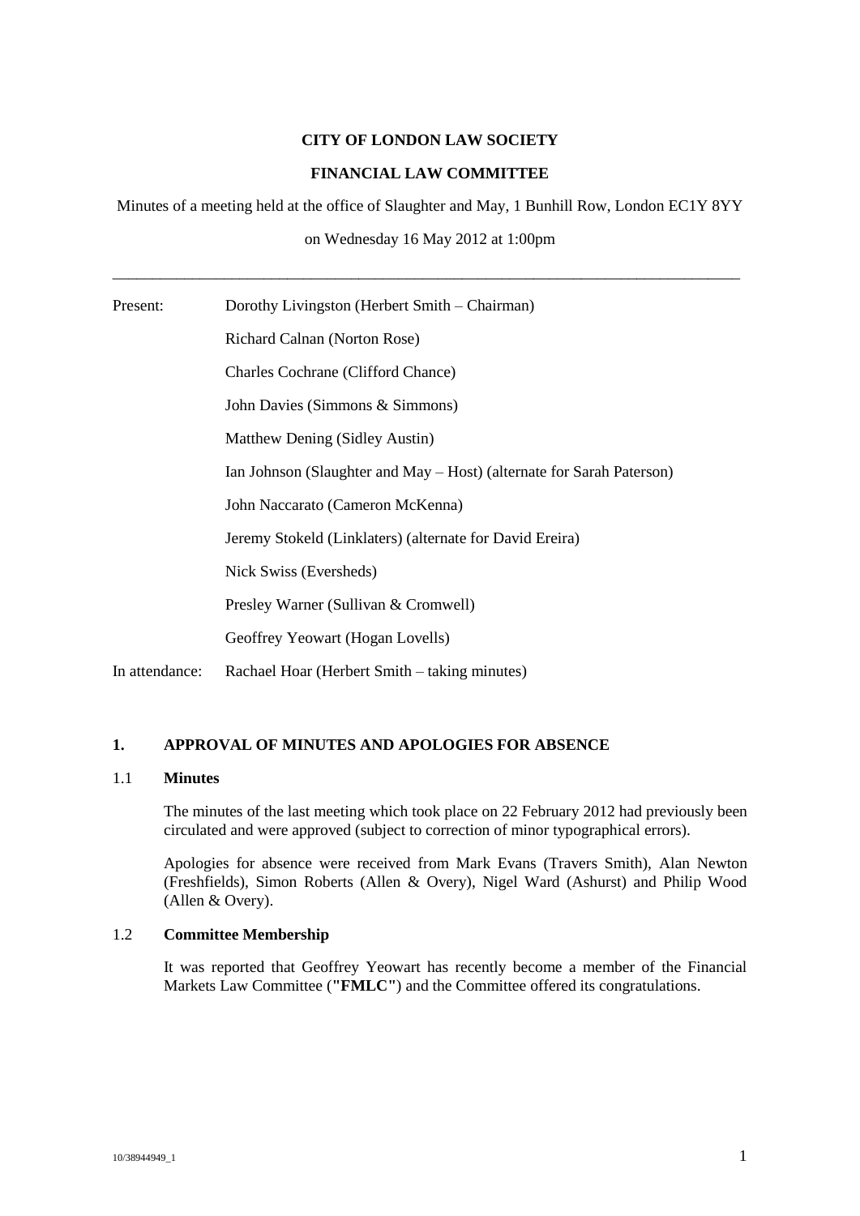**CITY OF LONDON LAW SOCIETY**

**FINANCIAL LAW COMMITTEE**

Minutes of a meeting held at the office of Slaughter and May, 1 Bunhill Row, London EC1Y 8YY

on Wednesday 16 May 2012 at 1:00pm

---

| | |
|---|---|
| Present: | Dorothy Livingston (Herbert Smith – Chairman) |
| | Richard Calnan (Norton Rose) |
| | Charles Cochrane (Clifford Chance) |
| | John Davies (Simmons & Simmons) |
| | Matthew Dening (Sidley Austin) |
| | Ian Johnson (Slaughter and May – Host) (alternate for Sarah Paterson) |
| | John Naccarato (Cameron McKenna) |
| | Jeremy Stokeld (Linklaters) (alternate for David Ereira) |
| | Nick Swiss (Eversheds) |
| | Presley Warner (Sullivan & Cromwell) |
| | Geoffrey Yeowart (Hogan Lovells) |
| In attendance: | Rachael Hoar (Herbert Smith – taking minutes) |

## 1. APPROVAL OF MINUTES AND APOLOGIES FOR ABSENCE

### 1.1 Minutes

The minutes of the last meeting which took place on 22 February 2012 had previously been circulated and were approved (subject to correction of minor typographical errors).

Apologies for absence were received from Mark Evans (Travers Smith), Alan Newton (Freshfields), Simon Roberts (Allen & Overy), Nigel Ward (Ashurst) and Philip Wood (Allen & Overy).

### 1.2 Committee Membership

It was reported that Geoffrey Yeowart has recently become a member of the Financial Markets Law Committee (**"FMLC"**) and the Committee offered its congratulations.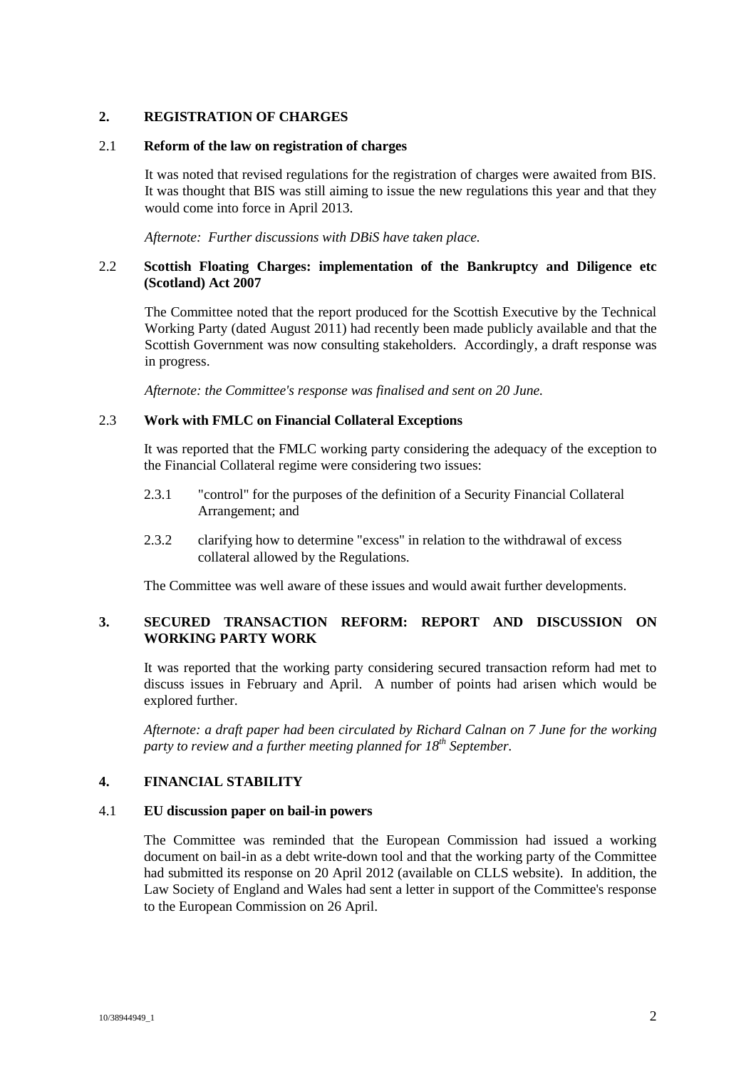## 2. REGISTRATION OF CHARGES

### 2.1 Reform of the law on registration of charges

It was noted that revised regulations for the registration of charges were awaited from BIS. It was thought that BIS was still aiming to issue the new regulations this year and that they would come into force in April 2013.

*Afternote: Further discussions with DBiS have taken place.*

### 2.2 Scottish Floating Charges: implementation of the Bankruptcy and Diligence etc (Scotland) Act 2007

The Committee noted that the report produced for the Scottish Executive by the Technical Working Party (dated August 2011) had recently been made publicly available and that the Scottish Government was now consulting stakeholders. Accordingly, a draft response was in progress.

*Afternote: the Committee's response was finalised and sent on 20 June.*

### 2.3 Work with FMLC on Financial Collateral Exceptions

It was reported that the FMLC working party considering the adequacy of the exception to the Financial Collateral regime were considering two issues:

2.3.1 "control" for the purposes of the definition of a Security Financial Collateral Arrangement; and

2.3.2 clarifying how to determine "excess" in relation to the withdrawal of excess collateral allowed by the Regulations.

The Committee was well aware of these issues and would await further developments.

## 3. SECURED TRANSACTION REFORM: REPORT AND DISCUSSION ON WORKING PARTY WORK

It was reported that the working party considering secured transaction reform had met to discuss issues in February and April. A number of points had arisen which would be explored further.

*Afternote: a draft paper had been circulated by Richard Calnan on 7 June for the working party to review and a further meeting planned for 18th September.*

## 4. FINANCIAL STABILITY

### 4.1 EU discussion paper on bail-in powers

The Committee was reminded that the European Commission had issued a working document on bail-in as a debt write-down tool and that the working party of the Committee had submitted its response on 20 April 2012 (available on CLLS website). In addition, the Law Society of England and Wales had sent a letter in support of the Committee's response to the European Commission on 26 April.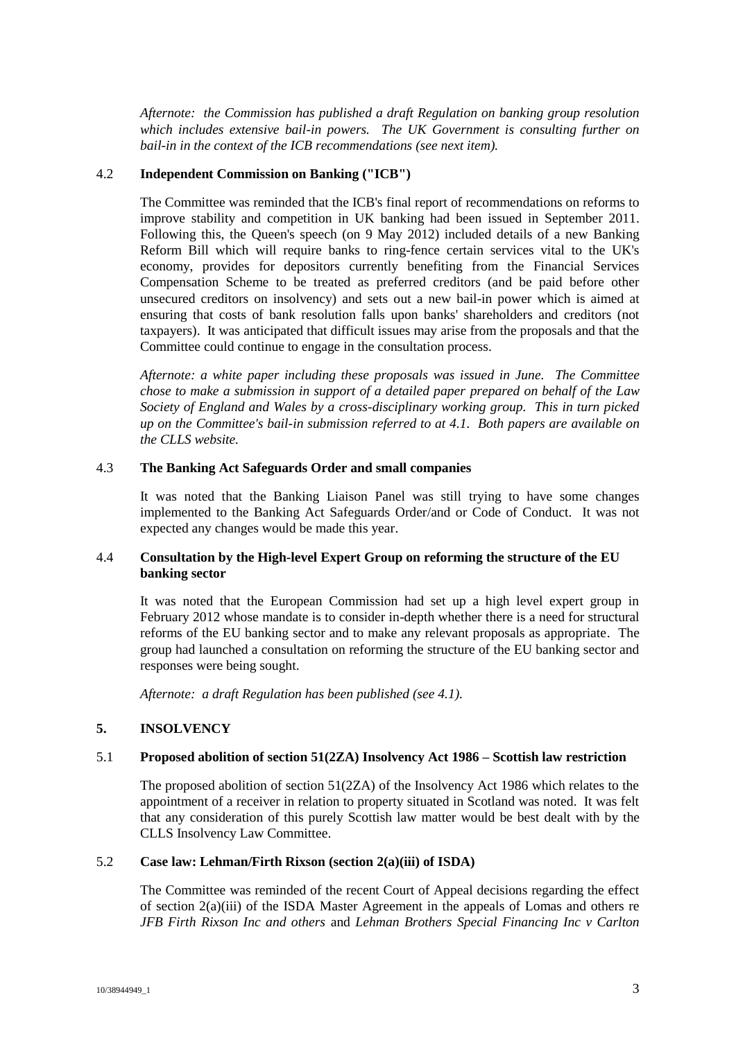*Afternote: the Commission has published a draft Regulation on banking group resolution which includes extensive bail-in powers. The UK Government is consulting further on bail-in in the context of the ICB recommendations (see next item).*

### 4.2 Independent Commission on Banking ("ICB")

The Committee was reminded that the ICB's final report of recommendations on reforms to improve stability and competition in UK banking had been issued in September 2011. Following this, the Queen's speech (on 9 May 2012) included details of a new Banking Reform Bill which will require banks to ring-fence certain services vital to the UK's economy, provides for depositors currently benefiting from the Financial Services Compensation Scheme to be treated as preferred creditors (and be paid before other unsecured creditors on insolvency) and sets out a new bail-in power which is aimed at ensuring that costs of bank resolution falls upon banks' shareholders and creditors (not taxpayers). It was anticipated that difficult issues may arise from the proposals and that the Committee could continue to engage in the consultation process.

*Afternote: a white paper including these proposals was issued in June. The Committee chose to make a submission in support of a detailed paper prepared on behalf of the Law Society of England and Wales by a cross-disciplinary working group. This in turn picked up on the Committee's bail-in submission referred to at 4.1. Both papers are available on the CLLS website.*

### 4.3 The Banking Act Safeguards Order and small companies

It was noted that the Banking Liaison Panel was still trying to have some changes implemented to the Banking Act Safeguards Order/and or Code of Conduct. It was not expected any changes would be made this year.

### 4.4 Consultation by the High-level Expert Group on reforming the structure of the EU banking sector

It was noted that the European Commission had set up a high level expert group in February 2012 whose mandate is to consider in-depth whether there is a need for structural reforms of the EU banking sector and to make any relevant proposals as appropriate. The group had launched a consultation on reforming the structure of the EU banking sector and responses were being sought.

*Afternote: a draft Regulation has been published (see 4.1).*

## 5. INSOLVENCY

### 5.1 Proposed abolition of section 51(2ZA) Insolvency Act 1986 – Scottish law restriction

The proposed abolition of section 51(2ZA) of the Insolvency Act 1986 which relates to the appointment of a receiver in relation to property situated in Scotland was noted. It was felt that any consideration of this purely Scottish law matter would be best dealt with by the CLLS Insolvency Law Committee.

### 5.2 Case law: Lehman/Firth Rixson (section 2(a)(iii) of ISDA)

The Committee was reminded of the recent Court of Appeal decisions regarding the effect of section 2(a)(iii) of the ISDA Master Agreement in the appeals of Lomas and others re *JFB Firth Rixson Inc and others* and *Lehman Brothers Special Financing Inc v Carlton*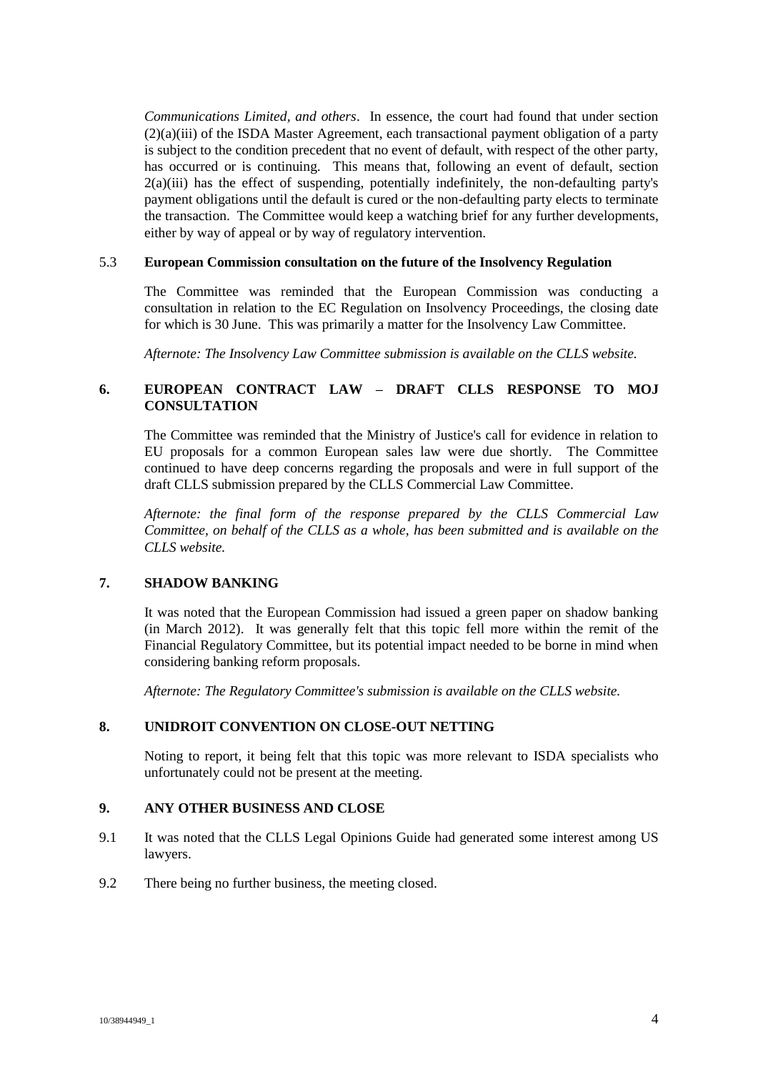*Communications Limited, and others*. In essence, the court had found that under section (2)(a)(iii) of the ISDA Master Agreement, each transactional payment obligation of a party is subject to the condition precedent that no event of default, with respect of the other party, has occurred or is continuing. This means that, following an event of default, section 2(a)(iii) has the effect of suspending, potentially indefinitely, the non-defaulting party's payment obligations until the default is cured or the non-defaulting party elects to terminate the transaction. The Committee would keep a watching brief for any further developments, either by way of appeal or by way of regulatory intervention.

5.3 **European Commission consultation on the future of the Insolvency Regulation**

The Committee was reminded that the European Commission was conducting a consultation in relation to the EC Regulation on Insolvency Proceedings, the closing date for which is 30 June. This was primarily a matter for the Insolvency Law Committee.

*Afternote: The Insolvency Law Committee submission is available on the CLLS website.*

## 6. EUROPEAN CONTRACT LAW – DRAFT CLLS RESPONSE TO MOJ CONSULTATION

The Committee was reminded that the Ministry of Justice's call for evidence in relation to EU proposals for a common European sales law were due shortly. The Committee continued to have deep concerns regarding the proposals and were in full support of the draft CLLS submission prepared by the CLLS Commercial Law Committee.

*Afternote: the final form of the response prepared by the CLLS Commercial Law Committee, on behalf of the CLLS as a whole, has been submitted and is available on the CLLS website.*

## 7. SHADOW BANKING

It was noted that the European Commission had issued a green paper on shadow banking (in March 2012). It was generally felt that this topic fell more within the remit of the Financial Regulatory Committee, but its potential impact needed to be borne in mind when considering banking reform proposals.

*Afternote: The Regulatory Committee's submission is available on the CLLS website.*

## 8. UNIDROIT CONVENTION ON CLOSE-OUT NETTING

Noting to report, it being felt that this topic was more relevant to ISDA specialists who unfortunately could not be present at the meeting.

## 9. ANY OTHER BUSINESS AND CLOSE

9.1 It was noted that the CLLS Legal Opinions Guide had generated some interest among US lawyers.

9.2 There being no further business, the meeting closed.